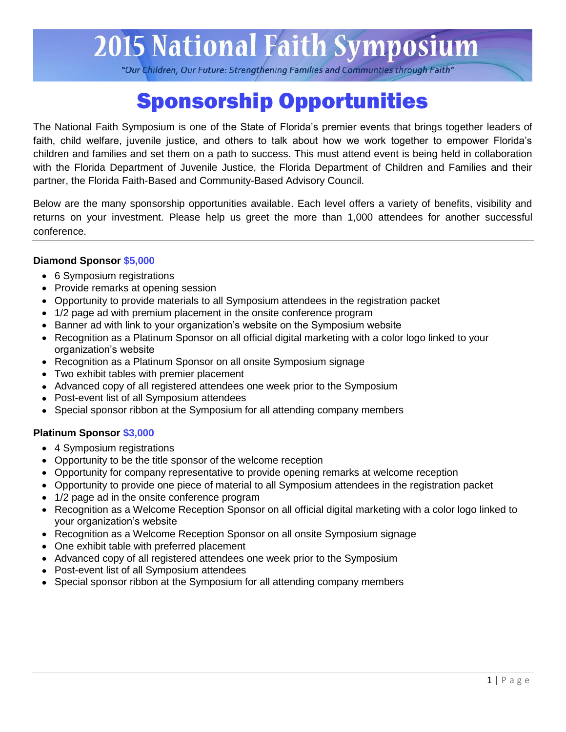# 2015 National Faith Symposium

*"Our Children, Our Future: Strengthening Families and Communties through Faith"*

## Sponsorship Opportunities

The National Faith Symposium is one of the State of Florida's premier events that brings together leaders of faith, child welfare, juvenile justice, and others to talk about how we work together to empower Florida's children and families and set them on a path to success. This must attend event is being held in collaboration with the Florida Department of Juvenile Justice, the Florida Department of Children and Families and their partner, the Florida Faith-Based and Community-Based Advisory Council.

Below are the many sponsorship opportunities available. Each level offers a variety of benefits, visibility and returns on your investment. Please help us greet the more than 1,000 attendees for another successful conference.

---

**Diamond Sponsor $5,000**

- 6 Symposium registrations
- Provide remarks at opening session
- Opportunity to provide materials to all Symposium attendees in the registration packet
- 1/2 page ad with premium placement in the onsite conference program
- Banner ad with link to your organization's website on the Symposium website
- Recognition as a Platinum Sponsor on all official digital marketing with a color logo linked to your organization's website
- Recognition as a Platinum Sponsor on all onsite Symposium signage
- Two exhibit tables with premier placement
- Advanced copy of all registered attendees one week prior to the Symposium
- Post-event list of all Symposium attendees
- Special sponsor ribbon at the Symposium for all attending company members

**Platinum Sponsor $3,000**

- 4 Symposium registrations
- Opportunity to be the title sponsor of the welcome reception
- Opportunity for company representative to provide opening remarks at welcome reception
- Opportunity to provide one piece of material to all Symposium attendees in the registration packet
- 1/2 page ad in the onsite conference program
- Recognition as a Welcome Reception Sponsor on all official digital marketing with a color logo linked to your organization's website
- Recognition as a Welcome Reception Sponsor on all onsite Symposium signage
- One exhibit table with preferred placement
- Advanced copy of all registered attendees one week prior to the Symposium
- Post-event list of all Symposium attendees
- Special sponsor ribbon at the Symposium for all attending company members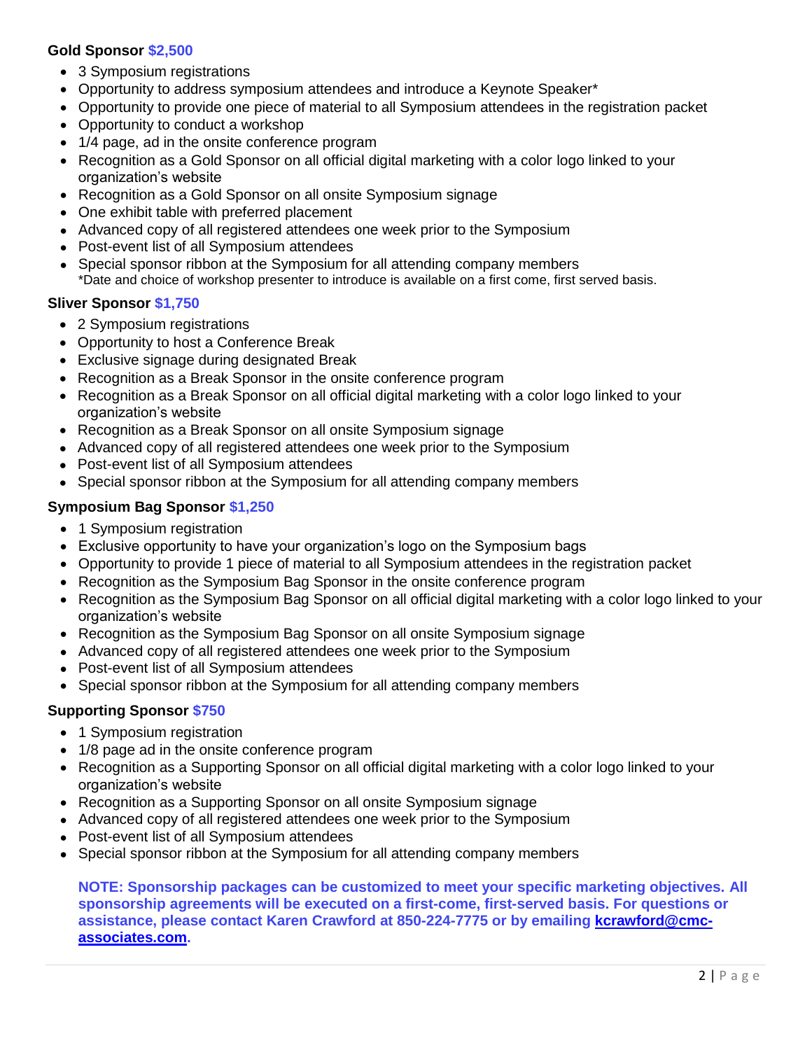**Gold Sponsor $2,500**

- 3 Symposium registrations
- Opportunity to address symposium attendees and introduce a Keynote Speaker*
- Opportunity to provide one piece of material to all Symposium attendees in the registration packet
- Opportunity to conduct a workshop
- 1/4 page, ad in the onsite conference program
- Recognition as a Gold Sponsor on all official digital marketing with a color logo linked to your organization's website
- Recognition as a Gold Sponsor on all onsite Symposium signage
- One exhibit table with preferred placement
- Advanced copy of all registered attendees one week prior to the Symposium
- Post-event list of all Symposium attendees
- Special sponsor ribbon at the Symposium for all attending company members

*Date and choice of workshop presenter to introduce is available on a first come, first served basis.

**Sliver Sponsor $1,750**

- 2 Symposium registrations
- Opportunity to host a Conference Break
- Exclusive signage during designated Break
- Recognition as a Break Sponsor in the onsite conference program
- Recognition as a Break Sponsor on all official digital marketing with a color logo linked to your organization's website
- Recognition as a Break Sponsor on all onsite Symposium signage
- Advanced copy of all registered attendees one week prior to the Symposium
- Post-event list of all Symposium attendees
- Special sponsor ribbon at the Symposium for all attending company members

**Symposium Bag Sponsor $1,250**

- 1 Symposium registration
- Exclusive opportunity to have your organization's logo on the Symposium bags
- Opportunity to provide 1 piece of material to all Symposium attendees in the registration packet
- Recognition as the Symposium Bag Sponsor in the onsite conference program
- Recognition as the Symposium Bag Sponsor on all official digital marketing with a color logo linked to your organization's website
- Recognition as the Symposium Bag Sponsor on all onsite Symposium signage
- Advanced copy of all registered attendees one week prior to the Symposium
- Post-event list of all Symposium attendees
- Special sponsor ribbon at the Symposium for all attending company members

**Supporting Sponsor $750**

- 1 Symposium registration
- 1/8 page ad in the onsite conference program
- Recognition as a Supporting Sponsor on all official digital marketing with a color logo linked to your organization's website
- Recognition as a Supporting Sponsor on all onsite Symposium signage
- Advanced copy of all registered attendees one week prior to the Symposium
- Post-event list of all Symposium attendees
- Special sponsor ribbon at the Symposium for all attending company members

**NOTE: Sponsorship packages can be customized to meet your specific marketing objectives. All sponsorship agreements will be executed on a first-come, first-served basis. For questions or assistance, please contact Karen Crawford at 850-224-7775 or by emailing kcrawford@cmc-associates.com.**